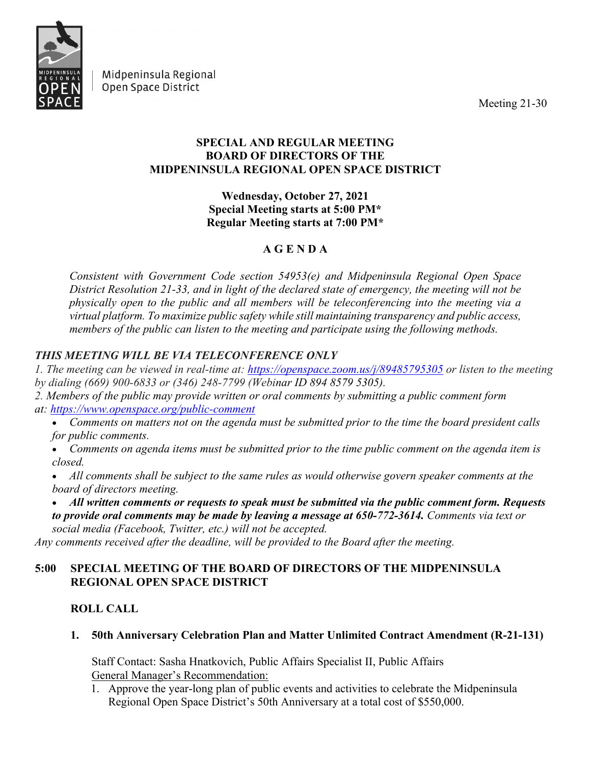Midpeninsula Regional Open Space District

Meeting 21-30

# SPECIAL AND REGULAR MEETING
# BOARD OF DIRECTORS OF THE
# MIDPENINSULA REGIONAL OPEN SPACE DISTRICT

**Wednesday, October 27, 2021**
**Special Meeting starts at 5:00 PM***
**Regular Meeting starts at 7:00 PM***

## A G E N D A

*Consistent with Government Code section 54953(e) and Midpeninsula Regional Open Space District Resolution 21-33, and in light of the declared state of emergency, the meeting will not be physically open to the public and all members will be teleconferencing into the meeting via a virtual platform. To maximize public safety while still maintaining transparency and public access, members of the public can listen to the meeting and participate using the following methods.*

***THIS MEETING WILL BE VIA TELECONFERENCE ONLY***

*1. The meeting can be viewed in real-time at: [https://openspace.zoom.us/j/89485795305](https://openspace.zoom.us/j/89485795305) or listen to the meeting by dialing (669) 900-6833 or (346) 248-7799 (Webinar ID 894 8579 5305).*

*2. Members of the public may provide written or oral comments by submitting a public comment form at: [https://www.openspace.org/public-comment](https://www.openspace.org/public-comment)*

- *Comments on matters not on the agenda must be submitted prior to the time the board president calls for public comments.*
- *Comments on agenda items must be submitted prior to the time public comment on the agenda item is closed.*
- *All comments shall be subject to the same rules as would otherwise govern speaker comments at the board of directors meeting.*
- ***All written comments or requests to speak must be submitted via the public comment form. Requests to provide oral comments may be made by leaving a message at 650-772-3614.*** *Comments via text or social media (Facebook, Twitter, etc.) will not be accepted.*

*Any comments received after the deadline, will be provided to the Board after the meeting.*

**5:00 SPECIAL MEETING OF THE BOARD OF DIRECTORS OF THE MIDPENINSULA REGIONAL OPEN SPACE DISTRICT**

**ROLL CALL**

**1. 50th Anniversary Celebration Plan and Matter Unlimited Contract Amendment (R-21-131)**

Staff Contact: Sasha Hnatkovich, Public Affairs Specialist II, Public Affairs

<u>General Manager's Recommendation:</u>

1. Approve the year-long plan of public events and activities to celebrate the Midpeninsula Regional Open Space District's 50th Anniversary at a total cost of $550,000.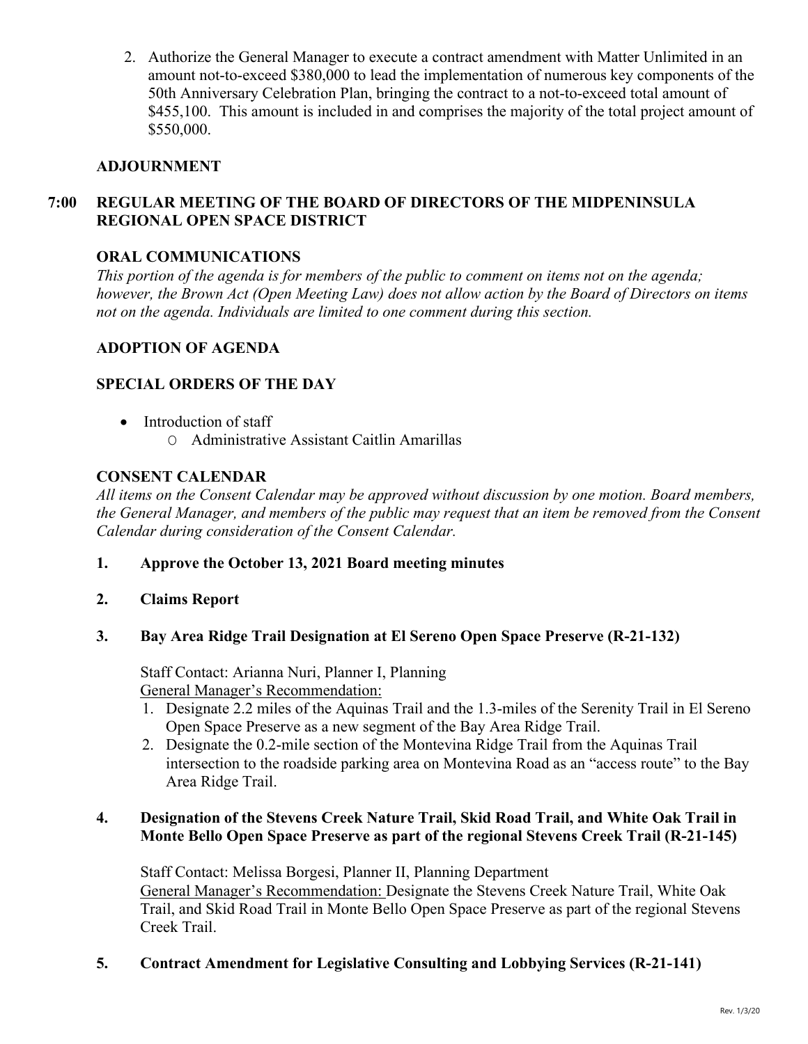2. Authorize the General Manager to execute a contract amendment with Matter Unlimited in an amount not-to-exceed $380,000 to lead the implementation of numerous key components of the 50th Anniversary Celebration Plan, bringing the contract to a not-to-exceed total amount of $455,100. This amount is included in and comprises the majority of the total project amount of $550,000.

**ADJOURNMENT**

**7:00 REGULAR MEETING OF THE BOARD OF DIRECTORS OF THE MIDPENINSULA REGIONAL OPEN SPACE DISTRICT**

**ORAL COMMUNICATIONS**

*This portion of the agenda is for members of the public to comment on items not on the agenda; however, the Brown Act (Open Meeting Law) does not allow action by the Board of Directors on items not on the agenda. Individuals are limited to one comment during this section.*

**ADOPTION OF AGENDA**

**SPECIAL ORDERS OF THE DAY**

- Introduction of staff
  - Administrative Assistant Caitlin Amarillas

**CONSENT CALENDAR**

*All items on the Consent Calendar may be approved without discussion by one motion. Board members, the General Manager, and members of the public may request that an item be removed from the Consent Calendar during consideration of the Consent Calendar.*

**1. Approve the October 13, 2021 Board meeting minutes**

**2. Claims Report**

**3. Bay Area Ridge Trail Designation at El Sereno Open Space Preserve (R-21-132)**

Staff Contact: Arianna Nuri, Planner I, Planning
General Manager's Recommendation:

1. Designate 2.2 miles of the Aquinas Trail and the 1.3-miles of the Serenity Trail in El Sereno Open Space Preserve as a new segment of the Bay Area Ridge Trail.
2. Designate the 0.2-mile section of the Montevina Ridge Trail from the Aquinas Trail intersection to the roadside parking area on Montevina Road as an "access route" to the Bay Area Ridge Trail.

**4. Designation of the Stevens Creek Nature Trail, Skid Road Trail, and White Oak Trail in Monte Bello Open Space Preserve as part of the regional Stevens Creek Trail (R-21-145)**

Staff Contact: Melissa Borgesi, Planner II, Planning Department
General Manager's Recommendation: Designate the Stevens Creek Nature Trail, White Oak Trail, and Skid Road Trail in Monte Bello Open Space Preserve as part of the regional Stevens Creek Trail.

**5. Contract Amendment for Legislative Consulting and Lobbying Services (R-21-141)**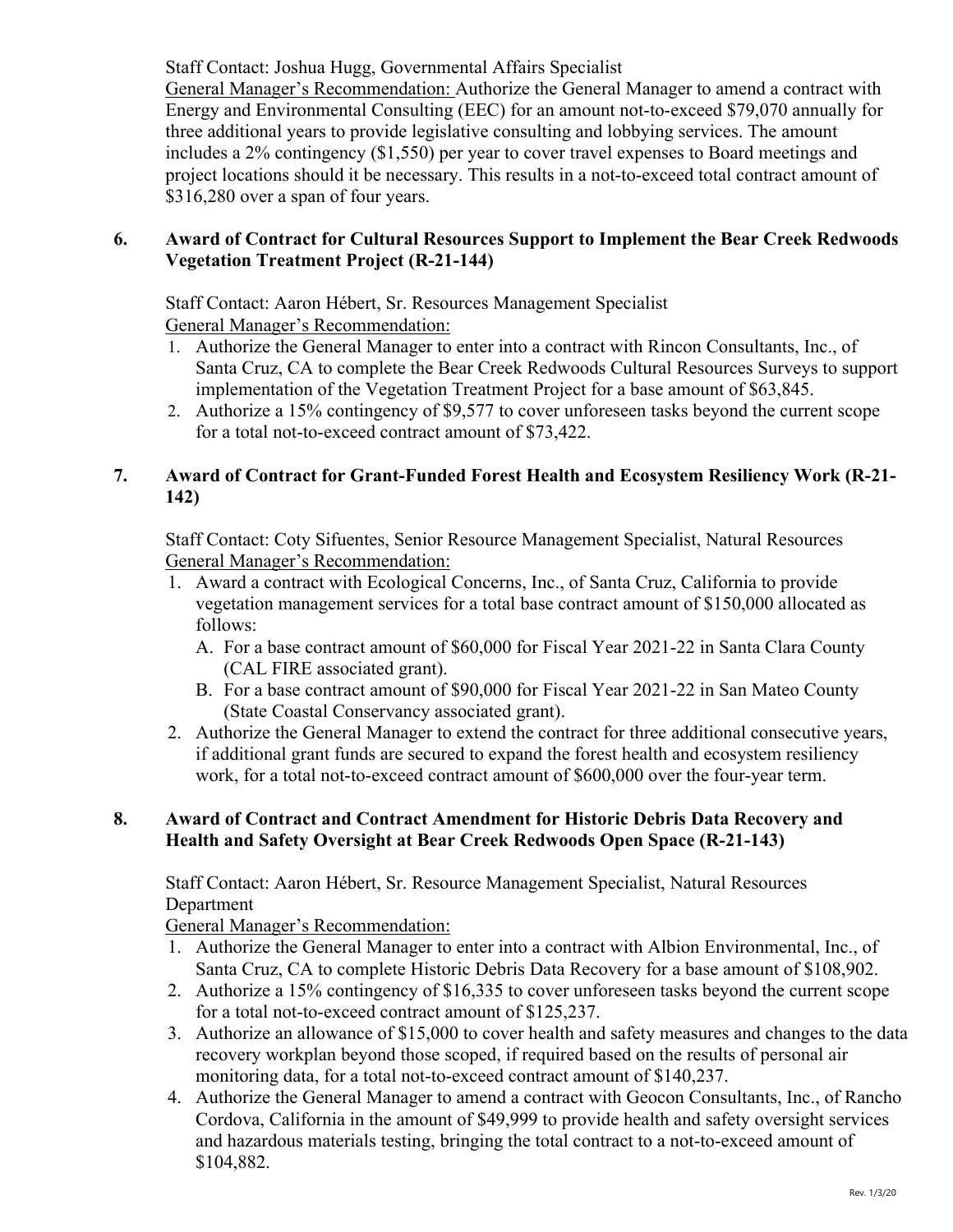Staff Contact: Joshua Hugg, Governmental Affairs Specialist
General Manager's Recommendation: Authorize the General Manager to amend a contract with Energy and Environmental Consulting (EEC) for an amount not-to-exceed $79,070 annually for three additional years to provide legislative consulting and lobbying services. The amount includes a 2% contingency ($1,550) per year to cover travel expenses to Board meetings and project locations should it be necessary. This results in a not-to-exceed total contract amount of $316,280 over a span of four years.

**6. Award of Contract for Cultural Resources Support to Implement the Bear Creek Redwoods Vegetation Treatment Project (R-21-144)**

Staff Contact: Aaron Hébert, Sr. Resources Management Specialist
General Manager's Recommendation:

1. Authorize the General Manager to enter into a contract with Rincon Consultants, Inc., of Santa Cruz, CA to complete the Bear Creek Redwoods Cultural Resources Surveys to support implementation of the Vegetation Treatment Project for a base amount of $63,845.
2. Authorize a 15% contingency of $9,577 to cover unforeseen tasks beyond the current scope for a total not-to-exceed contract amount of $73,422.

**7. Award of Contract for Grant-Funded Forest Health and Ecosystem Resiliency Work (R-21-142)**

Staff Contact: Coty Sifuentes, Senior Resource Management Specialist, Natural Resources
General Manager's Recommendation:

1. Award a contract with Ecological Concerns, Inc., of Santa Cruz, California to provide vegetation management services for a total base contract amount of $150,000 allocated as follows:
   A. For a base contract amount of $60,000 for Fiscal Year 2021-22 in Santa Clara County (CAL FIRE associated grant).
   B. For a base contract amount of $90,000 for Fiscal Year 2021-22 in San Mateo County (State Coastal Conservancy associated grant).
2. Authorize the General Manager to extend the contract for three additional consecutive years, if additional grant funds are secured to expand the forest health and ecosystem resiliency work, for a total not-to-exceed contract amount of $600,000 over the four-year term.

**8. Award of Contract and Contract Amendment for Historic Debris Data Recovery and Health and Safety Oversight at Bear Creek Redwoods Open Space (R-21-143)**

Staff Contact: Aaron Hébert, Sr. Resource Management Specialist, Natural Resources Department
General Manager's Recommendation:

1. Authorize the General Manager to enter into a contract with Albion Environmental, Inc., of Santa Cruz, CA to complete Historic Debris Data Recovery for a base amount of $108,902.
2. Authorize a 15% contingency of $16,335 to cover unforeseen tasks beyond the current scope for a total not-to-exceed contract amount of $125,237.
3. Authorize an allowance of $15,000 to cover health and safety measures and changes to the data recovery workplan beyond those scoped, if required based on the results of personal air monitoring data, for a total not-to-exceed contract amount of $140,237.
4. Authorize the General Manager to amend a contract with Geocon Consultants, Inc., of Rancho Cordova, California in the amount of $49,999 to provide health and safety oversight services and hazardous materials testing, bringing the total contract to a not-to-exceed amount of $104,882.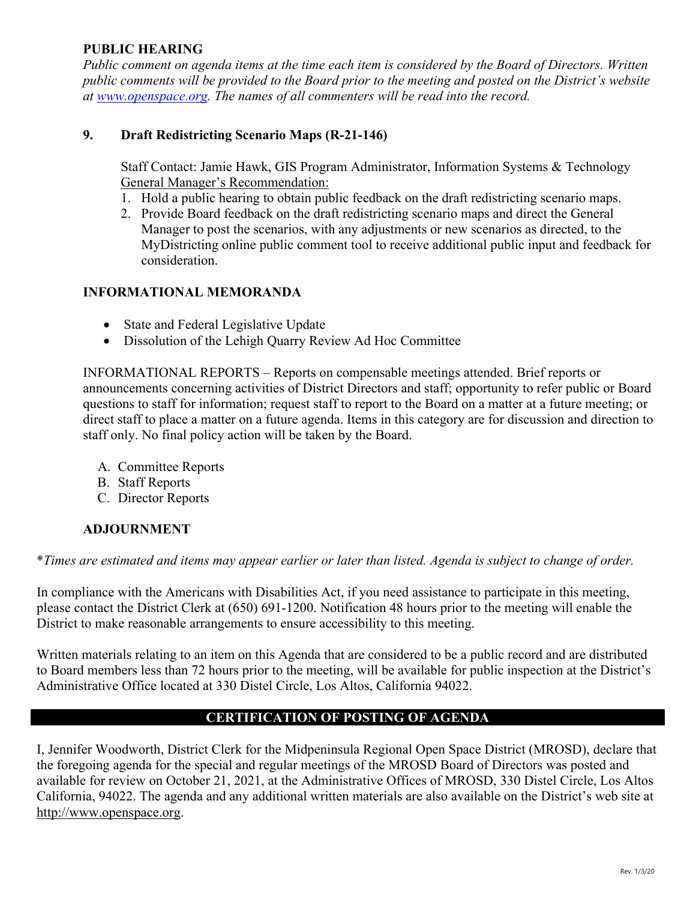**PUBLIC HEARING**

*Public comment on agenda items at the time each item is considered by the Board of Directors. Written public comments will be provided to the Board prior to the meeting and posted on the District's website at [www.openspace.org](http://www.openspace.org). The names of all commenters will be read into the record.*

**9. Draft Redistricting Scenario Maps (R-21-146)**

Staff Contact: Jamie Hawk, GIS Program Administrator, Information Systems & Technology
General Manager's Recommendation:

1. Hold a public hearing to obtain public feedback on the draft redistricting scenario maps.
2. Provide Board feedback on the draft redistricting scenario maps and direct the General Manager to post the scenarios, with any adjustments or new scenarios as directed, to the MyDistricting online public comment tool to receive additional public input and feedback for consideration.

**INFORMATIONAL MEMORANDA**

- State and Federal Legislative Update
- Dissolution of the Lehigh Quarry Review Ad Hoc Committee

INFORMATIONAL REPORTS – Reports on compensable meetings attended. Brief reports or announcements concerning activities of District Directors and staff; opportunity to refer public or Board questions to staff for information; request staff to report to the Board on a matter at a future meeting; or direct staff to place a matter on a future agenda. Items in this category are for discussion and direction to staff only. No final policy action will be taken by the Board.

A. Committee Reports
B. Staff Reports
C. Director Reports

**ADJOURNMENT**

*\*Times are estimated and items may appear earlier or later than listed. Agenda is subject to change of order.*

In compliance with the Americans with Disabilities Act, if you need assistance to participate in this meeting, please contact the District Clerk at (650) 691-1200. Notification 48 hours prior to the meeting will enable the District to make reasonable arrangements to ensure accessibility to this meeting.

Written materials relating to an item on this Agenda that are considered to be a public record and are distributed to Board members less than 72 hours prior to the meeting, will be available for public inspection at the District's Administrative Office located at 330 Distel Circle, Los Altos, California 94022.

## CERTIFICATION OF POSTING OF AGENDA

I, Jennifer Woodworth, District Clerk for the Midpeninsula Regional Open Space District (MROSD), declare that the foregoing agenda for the special and regular meetings of the MROSD Board of Directors was posted and available for review on October 21, 2021, at the Administrative Offices of MROSD, 330 Distel Circle, Los Altos California, 94022. The agenda and any additional written materials are also available on the District's web site at http://www.openspace.org.

Rev. 1/3/20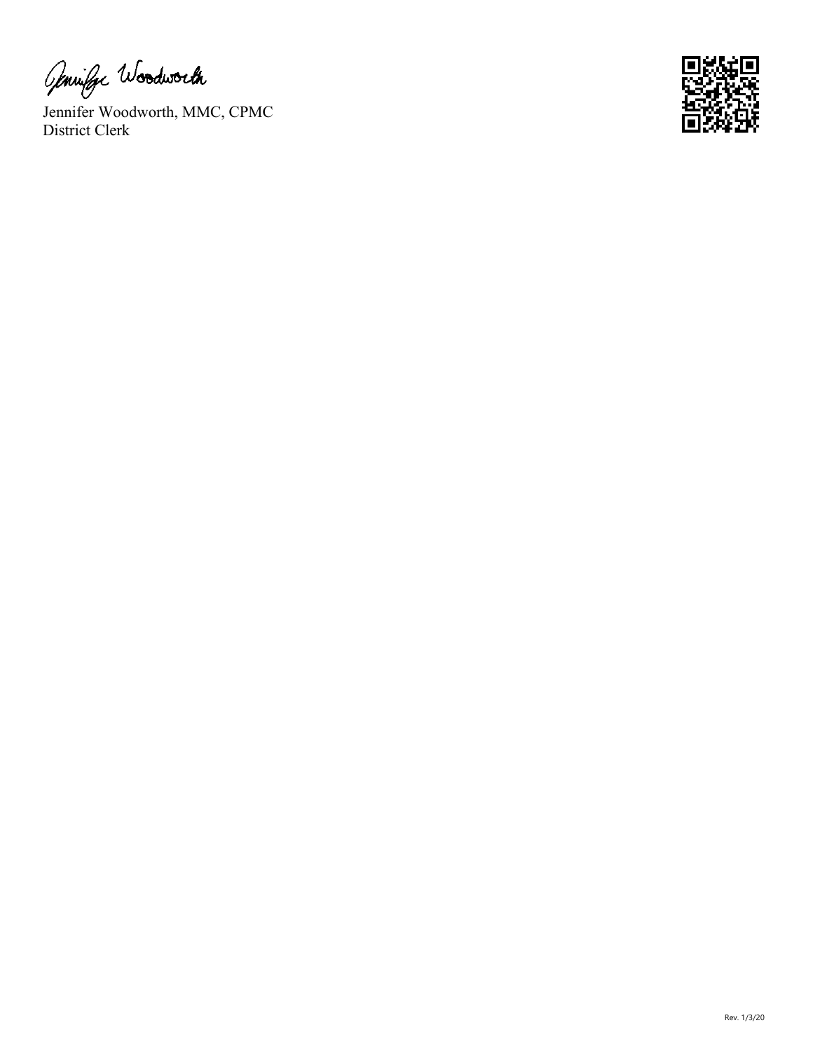Jennifer Woodworth, MMC, CPMC
District Clerk

Rev. 1/3/20